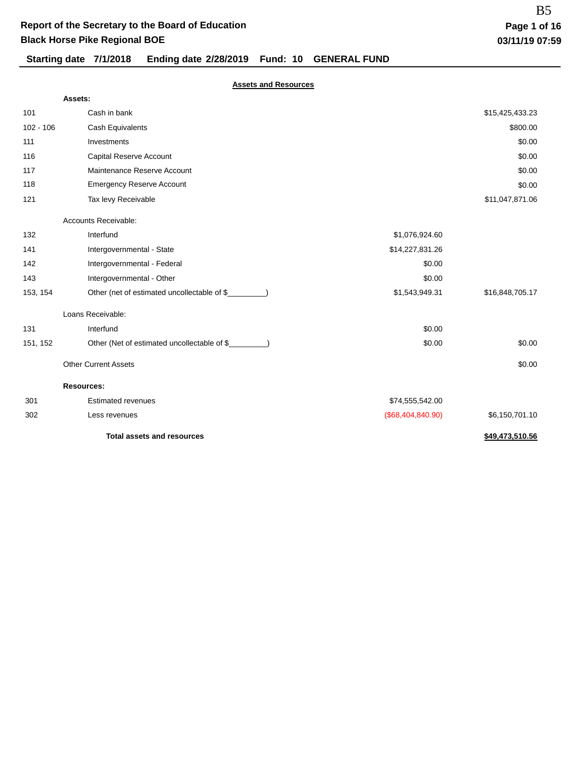B5

# Report of the Secretary to the Board of Education

## Black Horse Pike Regional BOE

**Starting date 7/1/2018 Ending date 2/28/2019 Fund: 10 GENERAL FUND**

### Assets and Resources

| Account | Description | Amount | Total |
|---|---|---|---|
| | **Assets:** | | |
| 101 | Cash in bank | | $15,425,433.23 |
| 102 - 106 | Cash Equivalents | | $800.00 |
| 111 | Investments | | $0.00 |
| 116 | Capital Reserve Account | | $0.00 |
| 117 | Maintenance Reserve Account | | $0.00 |
| 118 | Emergency Reserve Account | | $0.00 |
| 121 | Tax levy Receivable | | $11,047,871.06 |
| | Accounts Receivable: | | |
| 132 | Interfund | $1,076,924.60 | |
| 141 | Intergovernmental - State | $14,227,831.26 | |
| 142 | Intergovernmental - Federal | $0.00 | |
| 143 | Intergovernmental - Other | $0.00 | |
| 153, 154 | Other (net of estimated uncollectable of $_________) | $1,543,949.31 | $16,848,705.17 |
| | Loans Receivable: | | |
| 131 | Interfund | $0.00 | |
| 151, 152 | Other (Net of estimated uncollectable of $_________) | $0.00 | $0.00 |
| | Other Current Assets | | $0.00 |
| | **Resources:** | | |
| 301 | Estimated revenues | $74,555,542.00 | |
| 302 | Less revenues | ($68,404,840.90) | $6,150,701.10 |
| | **Total assets and resources** | | **$49,473,510.56** |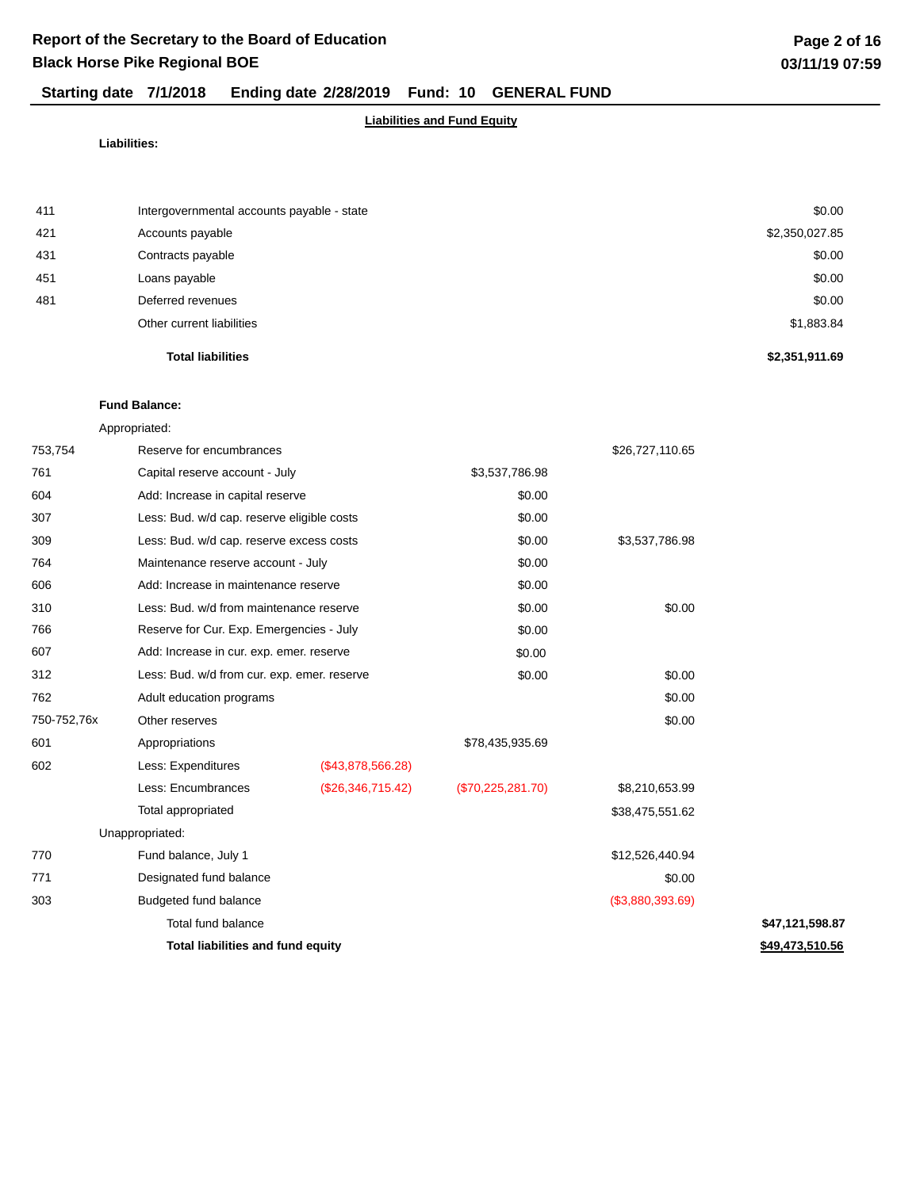# Report of the Secretary to the Board of Education
## Black Horse Pike Regional BOE

**Starting date 7/1/2018 Ending date 2/28/2019 Fund: 10 GENERAL FUND**

**Liabilities and Fund Equity**

**Liabilities:**

| Code | Description | | | | Amount |
|---|---|---|---|---|---|
| 411 | Intergovernmental accounts payable - state | | | | $0.00 |
| 421 | Accounts payable | | | | $2,350,027.85 |
| 431 | Contracts payable | | | | $0.00 |
| 451 | Loans payable | | | | $0.00 |
| 481 | Deferred revenues | | | | $0.00 |
| | Other current liabilities | | | | $1,883.84 |
| | **Total liabilities** | | | | **$2,351,911.69** |

**Fund Balance:**

| Code | Description | | | | Amount |
|---|---|---|---|---|---|
| | Appropriated: | | | | |
| 753,754 | Reserve for encumbrances | | | $26,727,110.65 | |
| 761 | Capital reserve account - July | | $3,537,786.98 | | |
| 604 | Add: Increase in capital reserve | | $0.00 | | |
| 307 | Less: Bud. w/d cap. reserve eligible costs | | $0.00 | | |
| 309 | Less: Bud. w/d cap. reserve excess costs | | $0.00 | $3,537,786.98 | |
| 764 | Maintenance reserve account - July | | $0.00 | | |
| 606 | Add: Increase in maintenance reserve | | $0.00 | | |
| 310 | Less: Bud. w/d from maintenance reserve | | $0.00 | $0.00 | |
| 766 | Reserve for Cur. Exp. Emergencies - July | | $0.00 | | |
| 607 | Add: Increase in cur. exp. emer. reserve | | $0.00 | | |
| 312 | Less: Bud. w/d from cur. exp. emer. reserve | | $0.00 | $0.00 | |
| 762 | Adult education programs | | | $0.00 | |
| 750-752,76x | Other reserves | | | $0.00 | |
| 601 | Appropriations | | $78,435,935.69 | | |
| 602 | Less: Expenditures | ($43,878,566.28) | | | |
| | Less: Encumbrances | ($26,346,715.42) | ($70,225,281.70) | $8,210,653.99 | |
| | Total appropriated | | | $38,475,551.62 | |
| | Unappropriated: | | | | |
| 770 | Fund balance, July 1 | | | $12,526,440.94 | |
| 771 | Designated fund balance | | | $0.00 | |
| 303 | Budgeted fund balance | | | ($3,880,393.69) | |
| | Total fund balance | | | | $47,121,598.87 |
| | **Total liabilities and fund equity** | | | | **$49,473,510.56** |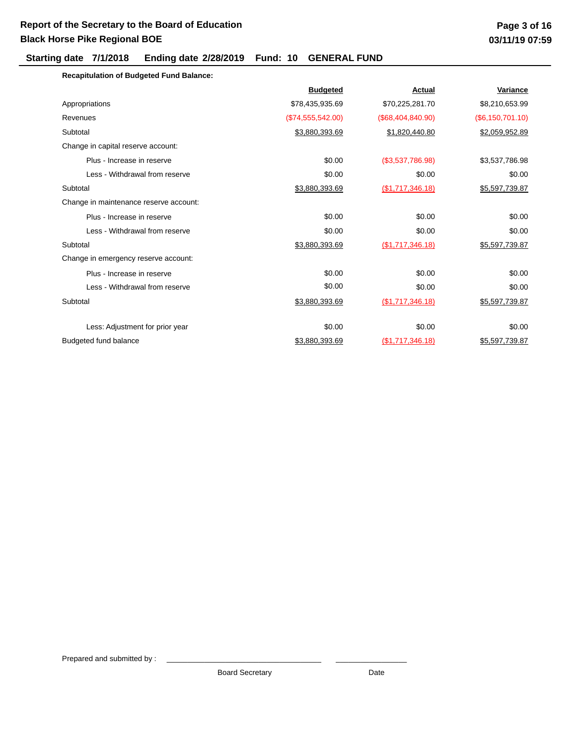# Report of the Secretary to the Board of Education
## Black Horse Pike Regional BOE

**Starting date 7/1/2018 Ending date 2/28/2019 Fund: 10 GENERAL FUND**

**Recapitulation of Budgeted Fund Balance:**

| | Budgeted | Actual | Variance |
|---|---|---|---|
| Appropriations | $78,435,935.69 | $70,225,281.70 | $8,210,653.99 |
| Revenues | ($74,555,542.00) | ($68,404,840.90) | ($6,150,701.10) |
| Subtotal | $3,880,393.69 | $1,820,440.80 | $2,059,952.89 |
| Change in capital reserve account: | | | |
| Plus - Increase in reserve | $0.00 | ($3,537,786.98) | $3,537,786.98 |
| Less - Withdrawal from reserve | $0.00 | $0.00 | $0.00 |
| Subtotal | $3,880,393.69 | ($1,717,346.18) | $5,597,739.87 |
| Change in maintenance reserve account: | | | |
| Plus - Increase in reserve | $0.00 | $0.00 | $0.00 |
| Less - Withdrawal from reserve | $0.00 | $0.00 | $0.00 |
| Subtotal | $3,880,393.69 | ($1,717,346.18) | $5,597,739.87 |
| Change in emergency reserve account: | | | |
| Plus - Increase in reserve | $0.00 | $0.00 | $0.00 |
| Less - Withdrawal from reserve | $0.00 | $0.00 | $0.00 |
| Subtotal | $3,880,393.69 | ($1,717,346.18) | $5,597,739.87 |
| Less: Adjustment for prior year | $0.00 | $0.00 | $0.00 |
| Budgeted fund balance | $3,880,393.69 | ($1,717,346.18) | $5,597,739.87 |

Prepared and submitted by : ______________________________ ______________

Board Secretary Date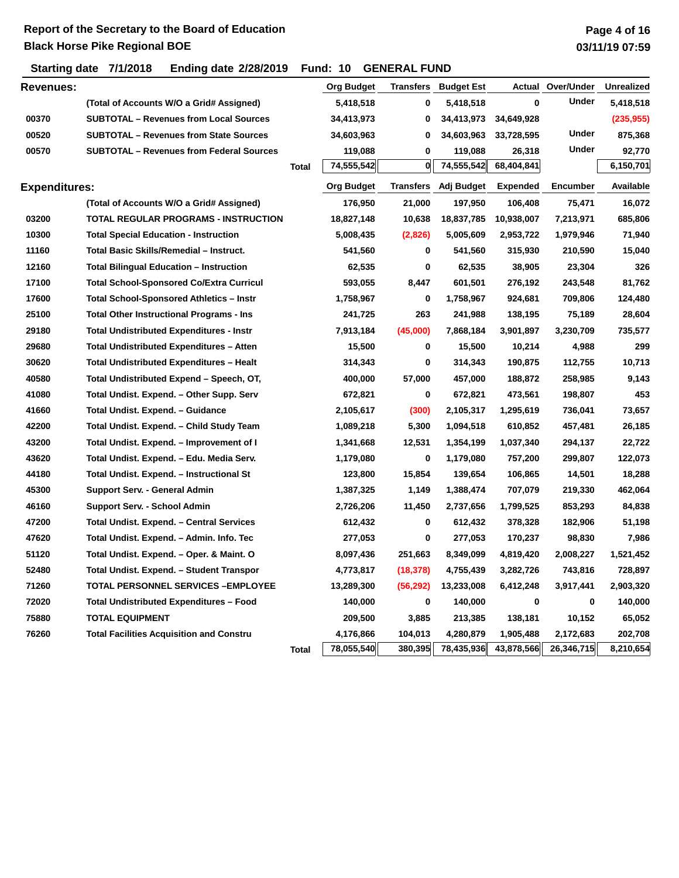# Report of the Secretary to the Board of Education

## Black Horse Pike Regional BOE

**Starting date** 7/1/2018 **Ending date** 2/28/2019 **Fund:** 10 **GENERAL FUND**

### Revenues:

| | | Org Budget | Transfers | Budget Est | Actual | Over/Under | Unrealized |
|---|---|---|---|---|---|---|---|
| | (Total of Accounts W/O a Grid# Assigned) | 5,418,518 | 0 | 5,418,518 | 0 | Under | 5,418,518 |
| 00370 | SUBTOTAL – Revenues from Local Sources | 34,413,973 | 0 | 34,413,973 | 34,649,928 | | (235,955) |
| 00520 | SUBTOTAL – Revenues from State Sources | 34,603,963 | 0 | 34,603,963 | 33,728,595 | Under | 875,368 |
| 00570 | SUBTOTAL – Revenues from Federal Sources | 119,088 | 0 | 119,088 | 26,318 | Under | 92,770 |
| | Total | 74,555,542 | 0 | 74,555,542 | 68,404,841 | | 6,150,701 |

### Expenditures:

| | | Org Budget | Transfers | Adj Budget | Expended | Encumber | Available |
|---|---|---|---|---|---|---|---|
| | (Total of Accounts W/O a Grid# Assigned) | 176,950 | 21,000 | 197,950 | 106,408 | 75,471 | 16,072 |
| 03200 | TOTAL REGULAR PROGRAMS - INSTRUCTION | 18,827,148 | 10,638 | 18,837,785 | 10,938,007 | 7,213,971 | 685,806 |
| 10300 | Total Special Education - Instruction | 5,008,435 | (2,826) | 5,005,609 | 2,953,722 | 1,979,946 | 71,940 |
| 11160 | Total Basic Skills/Remedial – Instruct. | 541,560 | 0 | 541,560 | 315,930 | 210,590 | 15,040 |
| 12160 | Total Bilingual Education – Instruction | 62,535 | 0 | 62,535 | 38,905 | 23,304 | 326 |
| 17100 | Total School-Sponsored Co/Extra Curricul | 593,055 | 8,447 | 601,501 | 276,192 | 243,548 | 81,762 |
| 17600 | Total School-Sponsored Athletics – Instr | 1,758,967 | 0 | 1,758,967 | 924,681 | 709,806 | 124,480 |
| 25100 | Total Other Instructional Programs - Ins | 241,725 | 263 | 241,988 | 138,195 | 75,189 | 28,604 |
| 29180 | Total Undistributed Expenditures - Instr | 7,913,184 | (45,000) | 7,868,184 | 3,901,897 | 3,230,709 | 735,577 |
| 29680 | Total Undistributed Expenditures – Atten | 15,500 | 0 | 15,500 | 10,214 | 4,988 | 299 |
| 30620 | Total Undistributed Expenditures – Healt | 314,343 | 0 | 314,343 | 190,875 | 112,755 | 10,713 |
| 40580 | Total Undistributed Expend – Speech, OT, | 400,000 | 57,000 | 457,000 | 188,872 | 258,985 | 9,143 |
| 41080 | Total Undist. Expend. – Other Supp. Serv | 672,821 | 0 | 672,821 | 473,561 | 198,807 | 453 |
| 41660 | Total Undist. Expend. – Guidance | 2,105,617 | (300) | 2,105,317 | 1,295,619 | 736,041 | 73,657 |
| 42200 | Total Undist. Expend. – Child Study Team | 1,089,218 | 5,300 | 1,094,518 | 610,852 | 457,481 | 26,185 |
| 43200 | Total Undist. Expend. – Improvement of I | 1,341,668 | 12,531 | 1,354,199 | 1,037,340 | 294,137 | 22,722 |
| 43620 | Total Undist. Expend. – Edu. Media Serv. | 1,179,080 | 0 | 1,179,080 | 757,200 | 299,807 | 122,073 |
| 44180 | Total Undist. Expend. – Instructional St | 123,800 | 15,854 | 139,654 | 106,865 | 14,501 | 18,288 |
| 45300 | Support Serv. - General Admin | 1,387,325 | 1,149 | 1,388,474 | 707,079 | 219,330 | 462,064 |
| 46160 | Support Serv. - School Admin | 2,726,206 | 11,450 | 2,737,656 | 1,799,525 | 853,293 | 84,838 |
| 47200 | Total Undist. Expend. – Central Services | 612,432 | 0 | 612,432 | 378,328 | 182,906 | 51,198 |
| 47620 | Total Undist. Expend. – Admin. Info. Tec | 277,053 | 0 | 277,053 | 170,237 | 98,830 | 7,986 |
| 51120 | Total Undist. Expend. – Oper. & Maint. O | 8,097,436 | 251,663 | 8,349,099 | 4,819,420 | 2,008,227 | 1,521,452 |
| 52480 | Total Undist. Expend. – Student Transpor | 4,773,817 | (18,378) | 4,755,439 | 3,282,726 | 743,816 | 728,897 |
| 71260 | TOTAL PERSONNEL SERVICES –EMPLOYEE | 13,289,300 | (56,292) | 13,233,008 | 6,412,248 | 3,917,441 | 2,903,320 |
| 72020 | Total Undistributed Expenditures – Food | 140,000 | 0 | 140,000 | 0 | 0 | 140,000 |
| 75880 | TOTAL EQUIPMENT | 209,500 | 3,885 | 213,385 | 138,181 | 10,152 | 65,052 |
| 76260 | Total Facilities Acquisition and Constru | 4,176,866 | 104,013 | 4,280,879 | 1,905,488 | 2,172,683 | 202,708 |
| | Total | 78,055,540 | 380,395 | 78,435,936 | 43,878,566 | 26,346,715 | 8,210,654 |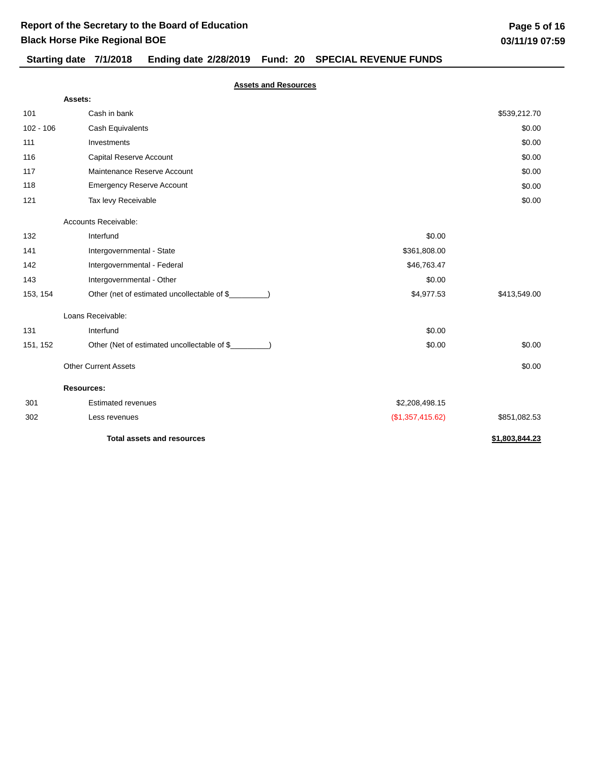# Report of the Secretary to the Board of Education
## Black Horse Pike Regional BOE

**Starting date 7/1/2018 Ending date 2/28/2019 Fund: 20 SPECIAL REVENUE FUNDS**

### Assets and Resources

| | | | |
|---|---|---|---|
| | **Assets:** | | |
| 101 | Cash in bank | | $539,212.70 |
| 102 - 106 | Cash Equivalents | | $0.00 |
| 111 | Investments | | $0.00 |
| 116 | Capital Reserve Account | | $0.00 |
| 117 | Maintenance Reserve Account | | $0.00 |
| 118 | Emergency Reserve Account | | $0.00 |
| 121 | Tax levy Receivable | | $0.00 |
| | Accounts Receivable: | | |
| 132 | Interfund | $0.00 | |
| 141 | Intergovernmental - State | $361,808.00 | |
| 142 | Intergovernmental - Federal | $46,763.47 | |
| 143 | Intergovernmental - Other | $0.00 | |
| 153, 154 | Other (net of estimated uncollectable of $_________) | $4,977.53 | $413,549.00 |
| | Loans Receivable: | | |
| 131 | Interfund | $0.00 | |
| 151, 152 | Other (Net of estimated uncollectable of $_________) | $0.00 | $0.00 |
| | Other Current Assets | | $0.00 |
| | **Resources:** | | |
| 301 | Estimated revenues | $2,208,498.15 | |
| 302 | Less revenues | ($1,357,415.62) | $851,082.53 |
| | **Total assets and resources** | | **$1,803,844.23** |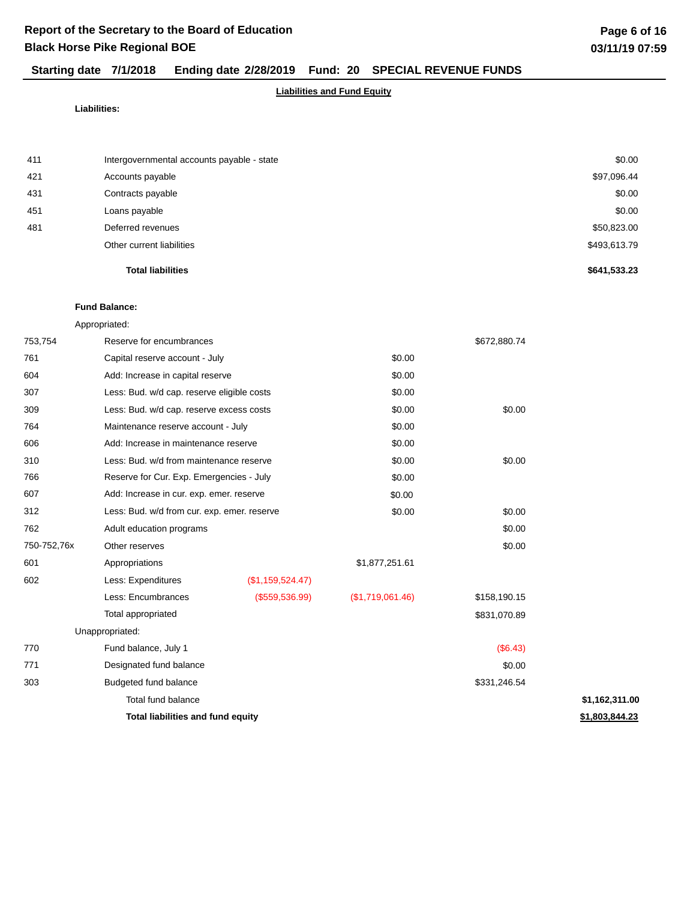## Report of the Secretary to the Board of Education
## Black Horse Pike Regional BOE

**Starting date 7/1/2018 Ending date 2/28/2019 Fund: 20 SPECIAL REVENUE FUNDS**

**Liabilities and Fund Equity**

**Liabilities:**

| Code | Description | | | | |
|---|---|---|---|---|---|
| 411 | Intergovernmental accounts payable - state | | | | $0.00 |
| 421 | Accounts payable | | | | $97,096.44 |
| 431 | Contracts payable | | | | $0.00 |
| 451 | Loans payable | | | | $0.00 |
| 481 | Deferred revenues | | | | $50,823.00 |
| | Other current liabilities | | | | $493,613.79 |
| | **Total liabilities** | | | | **$641,533.23** |

**Fund Balance:**

| Code | Description | | | | |
|---|---|---|---|---|---|
| | Appropriated: | | | | |
| 753,754 | Reserve for encumbrances | | | $672,880.74 | |
| 761 | Capital reserve account - July | | $0.00 | | |
| 604 | Add: Increase in capital reserve | | $0.00 | | |
| 307 | Less: Bud. w/d cap. reserve eligible costs | | $0.00 | | |
| 309 | Less: Bud. w/d cap. reserve excess costs | | $0.00 | $0.00 | |
| 764 | Maintenance reserve account - July | | $0.00 | | |
| 606 | Add: Increase in maintenance reserve | | $0.00 | | |
| 310 | Less: Bud. w/d from maintenance reserve | | $0.00 | $0.00 | |
| 766 | Reserve for Cur. Exp. Emergencies - July | | $0.00 | | |
| 607 | Add: Increase in cur. exp. emer. reserve | | $0.00 | | |
| 312 | Less: Bud. w/d from cur. exp. emer. reserve | | $0.00 | $0.00 | |
| 762 | Adult education programs | | | $0.00 | |
| 750-752,76x | Other reserves | | | $0.00 | |
| 601 | Appropriations | | $1,877,251.61 | | |
| 602 | Less: Expenditures | ($1,159,524.47) | | | |
| | Less: Encumbrances | ($559,536.99) | ($1,719,061.46) | $158,190.15 | |
| | Total appropriated | | | $831,070.89 | |
| | Unappropriated: | | | | |
| 770 | Fund balance, July 1 | | | ($6.43) | |
| 771 | Designated fund balance | | | $0.00 | |
| 303 | Budgeted fund balance | | | $331,246.54 | |
| | Total fund balance | | | | **$1,162,311.00** |
| | **Total liabilities and fund equity** | | | | **$1,803,844.23** |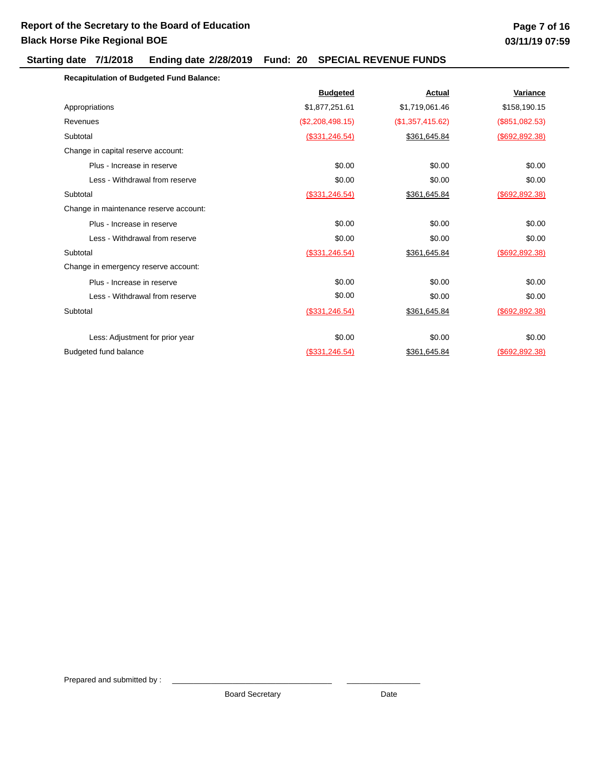# Report of the Secretary to the Board of Education
## Black Horse Pike Regional BOE

**Starting date 7/1/2018 Ending date 2/28/2019 Fund: 20 SPECIAL REVENUE FUNDS**

**Recapitulation of Budgeted Fund Balance:**

| | Budgeted | Actual | Variance |
|---|---|---|---|
| Appropriations | $1,877,251.61 | $1,719,061.46 | $158,190.15 |
| Revenues | ($2,208,498.15) | ($1,357,415.62) | ($851,082.53) |
| Subtotal | ($331,246.54) | $361,645.84 | ($692,892.38) |
| Change in capital reserve account: | | | |
| Plus - Increase in reserve | $0.00 | $0.00 | $0.00 |
| Less - Withdrawal from reserve | $0.00 | $0.00 | $0.00 |
| Subtotal | ($331,246.54) | $361,645.84 | ($692,892.38) |
| Change in maintenance reserve account: | | | |
| Plus - Increase in reserve | $0.00 | $0.00 | $0.00 |
| Less - Withdrawal from reserve | $0.00 | $0.00 | $0.00 |
| Subtotal | ($331,246.54) | $361,645.84 | ($692,892.38) |
| Change in emergency reserve account: | | | |
| Plus - Increase in reserve | $0.00 | $0.00 | $0.00 |
| Less - Withdrawal from reserve | $0.00 | $0.00 | $0.00 |
| Subtotal | ($331,246.54) | $361,645.84 | ($692,892.38) |
| Less: Adjustment for prior year | $0.00 | $0.00 | $0.00 |
| Budgeted fund balance | ($331,246.54) | $361,645.84 | ($692,892.38) |

Prepared and submitted by : ______________________________ ______________

Board Secretary Date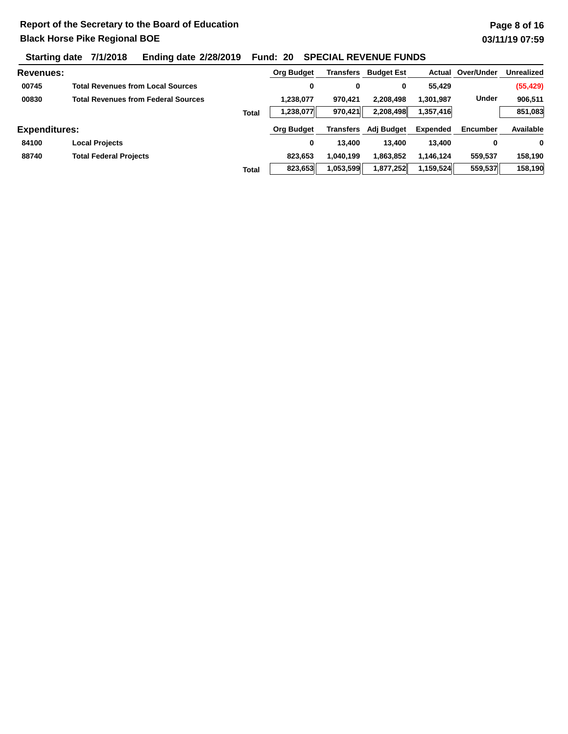**Report of the Secretary to the Board of Education**
**Black Horse Pike Regional BOE**

**Starting date 7/1/2018 Ending date 2/28/2019 Fund: 20 SPECIAL REVENUE FUNDS**

| Revenues: | | | Org Budget | Transfers | Budget Est | Actual | Over/Under | Unrealized |
|---|---|---|---|---|---|---|---|---|
| 00745 | Total Revenues from Local Sources | | 0 | 0 | 0 | 55,429 | | (55,429) |
| 00830 | Total Revenues from Federal Sources | | 1,238,077 | 970,421 | 2,208,498 | 1,301,987 | Under | 906,511 |
| | | Total | 1,238,077 | 970,421 | 2,208,498 | 1,357,416 | | 851,083 |

| Expenditures: | | | Org Budget | Transfers | Adj Budget | Expended | Encumber | Available |
|---|---|---|---|---|---|---|---|---|
| 84100 | Local Projects | | 0 | 13,400 | 13,400 | 13,400 | 0 | 0 |
| 88740 | Total Federal Projects | | 823,653 | 1,040,199 | 1,863,852 | 1,146,124 | 559,537 | 158,190 |
| | | Total | 823,653 | 1,053,599 | 1,877,252 | 1,159,524 | 559,537 | 158,190 |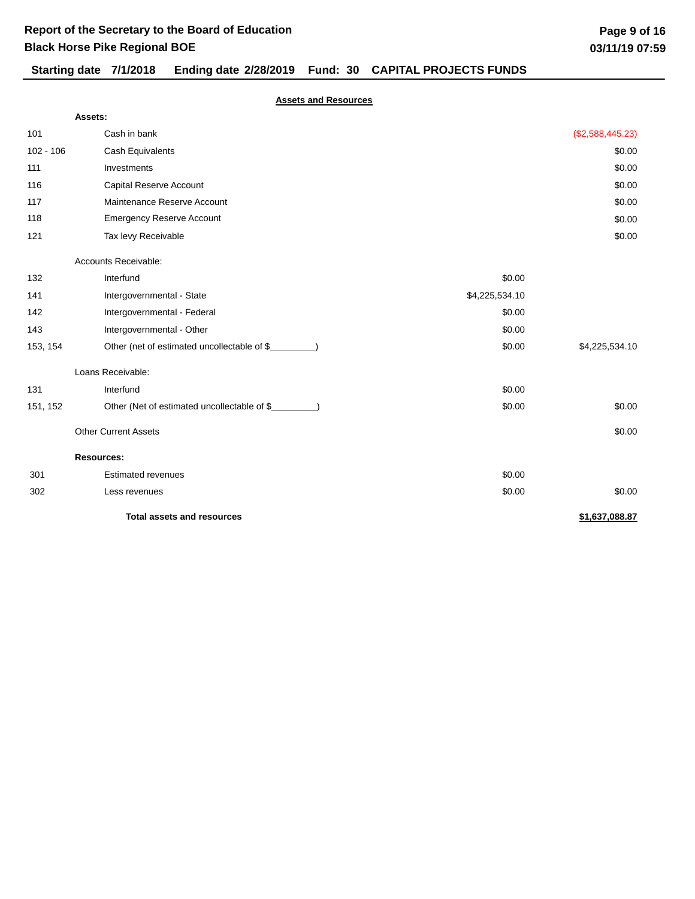# Report of the Secretary to the Board of Education

## Black Horse Pike Regional BOE

**Starting date 7/1/2018 Ending date 2/28/2019 Fund: 30 CAPITAL PROJECTS FUNDS**

### Assets and Resources

| Code | Description | | Amount |
|---|---|---|---|
| | **Assets:** | | |
| 101 | Cash in bank | | ($2,588,445.23) |
| 102 - 106 | Cash Equivalents | | $0.00 |
| 111 | Investments | | $0.00 |
| 116 | Capital Reserve Account | | $0.00 |
| 117 | Maintenance Reserve Account | | $0.00 |
| 118 | Emergency Reserve Account | | $0.00 |
| 121 | Tax levy Receivable | | $0.00 |
| | Accounts Receivable: | | |
| 132 | Interfund | $0.00 | |
| 141 | Intergovernmental - State | $4,225,534.10 | |
| 142 | Intergovernmental - Federal | $0.00 | |
| 143 | Intergovernmental - Other | $0.00 | |
| 153, 154 | Other (net of estimated uncollectable of $_________) | $0.00 | $4,225,534.10 |
| | Loans Receivable: | | |
| 131 | Interfund | $0.00 | |
| 151, 152 | Other (Net of estimated uncollectable of $_________) | $0.00 | $0.00 |
| | Other Current Assets | | $0.00 |
| | **Resources:** | | |
| 301 | Estimated revenues | $0.00 | |
| 302 | Less revenues | $0.00 | $0.00 |
| | **Total assets and resources** | | **$1,637,088.87** |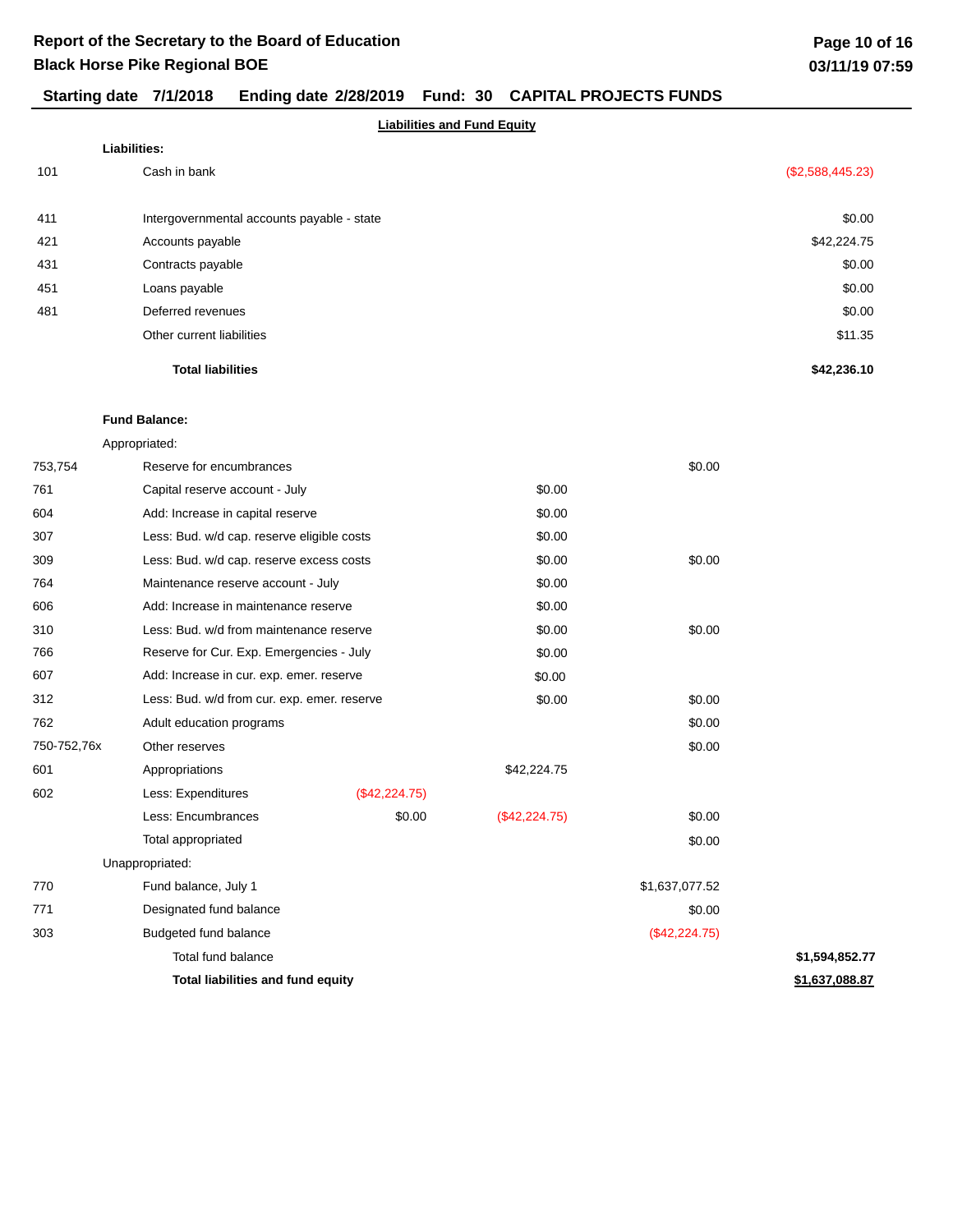# Report of the Secretary to the Board of Education
## Black Horse Pike Regional BOE

**Starting date 7/1/2018 Ending date 2/28/2019 Fund: 30 CAPITAL PROJECTS FUNDS**

**Liabilities and Fund Equity**

| Code | Description | | | | |
|---|---|---|---|---|---|
| | **Liabilities:** | | | | |
| 101 | Cash in bank | | | | ($2,588,445.23) |
| 411 | Intergovernmental accounts payable - state | | | | $0.00 |
| 421 | Accounts payable | | | | $42,224.75 |
| 431 | Contracts payable | | | | $0.00 |
| 451 | Loans payable | | | | $0.00 |
| 481 | Deferred revenues | | | | $0.00 |
| | Other current liabilities | | | | $11.35 |
| | **Total liabilities** | | | | **$42,236.10** |
| | **Fund Balance:** | | | | |
| | Appropriated: | | | | |
| 753,754 | Reserve for encumbrances | | | $0.00 | |
| 761 | Capital reserve account - July | | $0.00 | | |
| 604 | Add: Increase in capital reserve | | $0.00 | | |
| 307 | Less: Bud. w/d cap. reserve eligible costs | | $0.00 | | |
| 309 | Less: Bud. w/d cap. reserve excess costs | | $0.00 | $0.00 | |
| 764 | Maintenance reserve account - July | | $0.00 | | |
| 606 | Add: Increase in maintenance reserve | | $0.00 | | |
| 310 | Less: Bud. w/d from maintenance reserve | | $0.00 | $0.00 | |
| 766 | Reserve for Cur. Exp. Emergencies - July | | $0.00 | | |
| 607 | Add: Increase in cur. exp. emer. reserve | | $0.00 | | |
| 312 | Less: Bud. w/d from cur. exp. emer. reserve | | $0.00 | $0.00 | |
| 762 | Adult education programs | | | $0.00 | |
| 750-752,76x | Other reserves | | | $0.00 | |
| 601 | Appropriations | | $42,224.75 | | |
| 602 | Less: Expenditures | ($42,224.75) | | | |
| | Less: Encumbrances | $0.00 | ($42,224.75) | $0.00 | |
| | Total appropriated | | | $0.00 | |
| | Unappropriated: | | | | |
| 770 | Fund balance, July 1 | | | $1,637,077.52 | |
| 771 | Designated fund balance | | | $0.00 | |
| 303 | Budgeted fund balance | | | ($42,224.75) | |
| | Total fund balance | | | | **$1,594,852.77** |
| | **Total liabilities and fund equity** | | | | **$1,637,088.87** |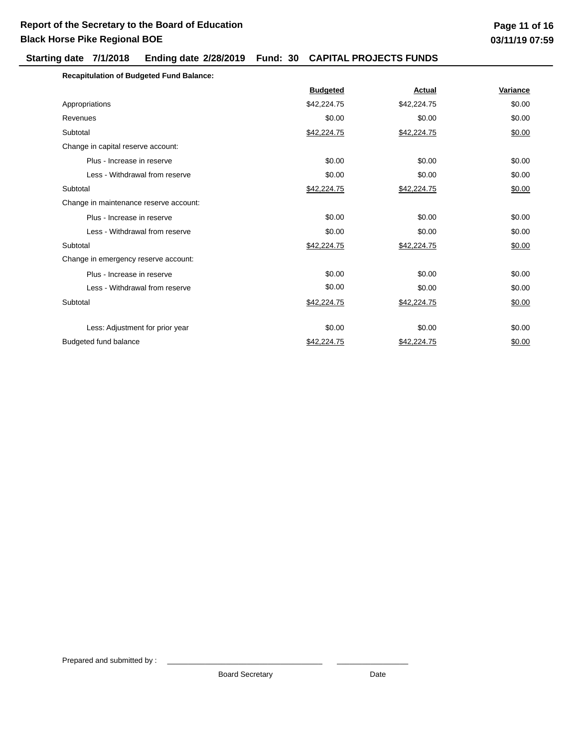**Report of the Secretary to the Board of Education**
**Black Horse Pike Regional BOE**

**Starting date 7/1/2018 Ending date 2/28/2019 Fund: 30 CAPITAL PROJECTS FUNDS**

**Recapitulation of Budgeted Fund Balance:**

| | Budgeted | Actual | Variance |
|---|---|---|---|
| Appropriations | $42,224.75 | $42,224.75 | $0.00 |
| Revenues | $0.00 | $0.00 | $0.00 |
| Subtotal | $42,224.75 | $42,224.75 | $0.00 |
| Change in capital reserve account: | | | |
| Plus - Increase in reserve | $0.00 | $0.00 | $0.00 |
| Less - Withdrawal from reserve | $0.00 | $0.00 | $0.00 |
| Subtotal | $42,224.75 | $42,224.75 | $0.00 |
| Change in maintenance reserve account: | | | |
| Plus - Increase in reserve | $0.00 | $0.00 | $0.00 |
| Less - Withdrawal from reserve | $0.00 | $0.00 | $0.00 |
| Subtotal | $42,224.75 | $42,224.75 | $0.00 |
| Change in emergency reserve account: | | | |
| Plus - Increase in reserve | $0.00 | $0.00 | $0.00 |
| Less - Withdrawal from reserve | $0.00 | $0.00 | $0.00 |
| Subtotal | $42,224.75 | $42,224.75 | $0.00 |
| Less: Adjustment for prior year | $0.00 | $0.00 | $0.00 |
| Budgeted fund balance | $42,224.75 | $42,224.75 | $0.00 |

Prepared and submitted by : ______________________________ ______________

Board Secretary Date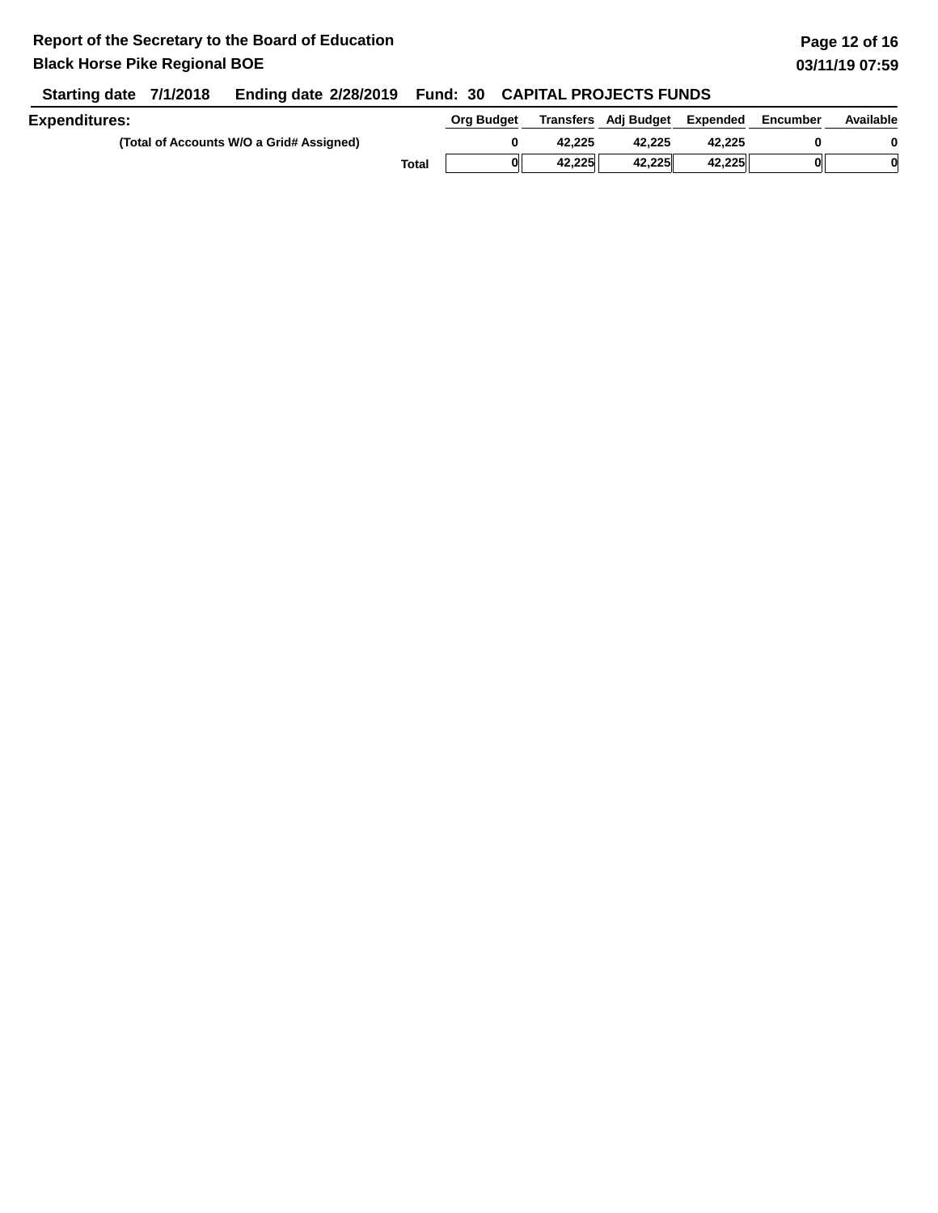**Report of the Secretary to the Board of Education**

**Black Horse Pike Regional BOE**

**Starting date 7/1/2018 Ending date 2/28/2019 Fund: 30 CAPITAL PROJECTS FUNDS**

**Expenditures:**

| | Org Budget | Transfers | Adj Budget | Expended | Encumber | Available |
|---|---|---|---|---|---|---|
| (Total of Accounts W/O a Grid# Assigned) | 0 | 42,225 | 42,225 | 42,225 | 0 | 0 |
| Total | 0 | 42,225 | 42,225 | 42,225 | 0 | 0 |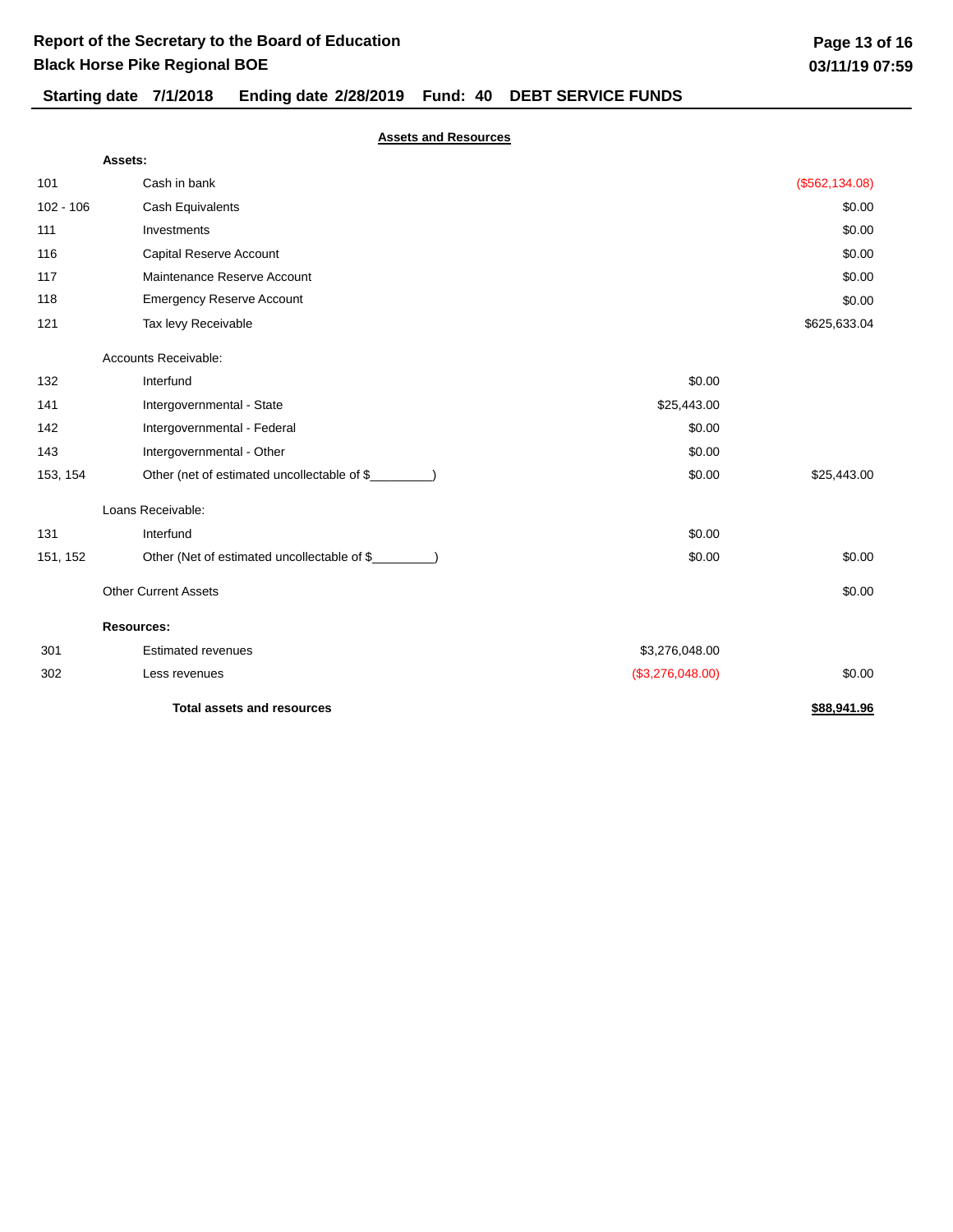# Report of the Secretary to the Board of Education

## Black Horse Pike Regional BOE

**Starting date 7/1/2018 Ending date 2/28/2019 Fund: 40 DEBT SERVICE FUNDS**

### Assets and Resources

| Code | Description | | Amount |
|---|---|---|---|
| | **Assets:** | | |
| 101 | Cash in bank | | ($562,134.08) |
| 102 - 106 | Cash Equivalents | | $0.00 |
| 111 | Investments | | $0.00 |
| 116 | Capital Reserve Account | | $0.00 |
| 117 | Maintenance Reserve Account | | $0.00 |
| 118 | Emergency Reserve Account | | $0.00 |
| 121 | Tax levy Receivable | | $625,633.04 |
| | Accounts Receivable: | | |
| 132 | Interfund | $0.00 | |
| 141 | Intergovernmental - State | $25,443.00 | |
| 142 | Intergovernmental - Federal | $0.00 | |
| 143 | Intergovernmental - Other | $0.00 | |
| 153, 154 | Other (net of estimated uncollectable of $_________) | $0.00 | $25,443.00 |
| | Loans Receivable: | | |
| 131 | Interfund | $0.00 | |
| 151, 152 | Other (Net of estimated uncollectable of $_________) | $0.00 | $0.00 |
| | Other Current Assets | | $0.00 |
| | **Resources:** | | |
| 301 | Estimated revenues | $3,276,048.00 | |
| 302 | Less revenues | ($3,276,048.00) | $0.00 |
| | **Total assets and resources** | | **$88,941.96** |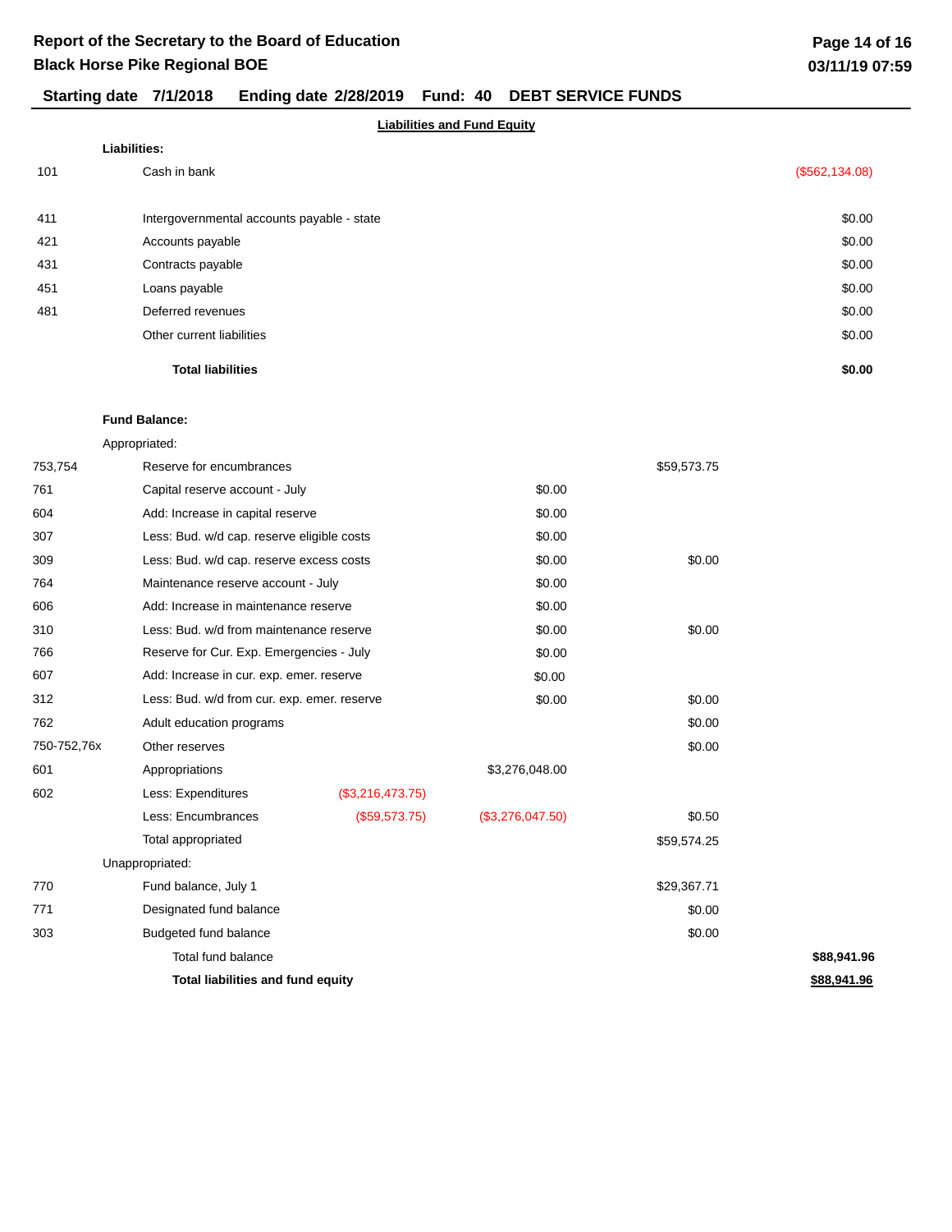# Report of the Secretary to the Board of Education
## Black Horse Pike Regional BOE

**Starting date 7/1/2018 Ending date 2/28/2019 Fund: 40 DEBT SERVICE FUNDS**

**Liabilities and Fund Equity**

| Code | Description | | | | |
|---|---|---|---|---|---|
| | **Liabilities:** | | | | |
| 101 | Cash in bank | | | | ($562,134.08) |
| 411 | Intergovernmental accounts payable - state | | | | $0.00 |
| 421 | Accounts payable | | | | $0.00 |
| 431 | Contracts payable | | | | $0.00 |
| 451 | Loans payable | | | | $0.00 |
| 481 | Deferred revenues | | | | $0.00 |
| | Other current liabilities | | | | $0.00 |
| | **Total liabilities** | | | | **$0.00** |
| | **Fund Balance:** | | | | |
| | Appropriated: | | | | |
| 753,754 | Reserve for encumbrances | | | $59,573.75 | |
| 761 | Capital reserve account - July | | $0.00 | | |
| 604 | Add: Increase in capital reserve | | $0.00 | | |
| 307 | Less: Bud. w/d cap. reserve eligible costs | | $0.00 | | |
| 309 | Less: Bud. w/d cap. reserve excess costs | | $0.00 | $0.00 | |
| 764 | Maintenance reserve account - July | | $0.00 | | |
| 606 | Add: Increase in maintenance reserve | | $0.00 | | |
| 310 | Less: Bud. w/d from maintenance reserve | | $0.00 | $0.00 | |
| 766 | Reserve for Cur. Exp. Emergencies - July | | $0.00 | | |
| 607 | Add: Increase in cur. exp. emer. reserve | | $0.00 | | |
| 312 | Less: Bud. w/d from cur. exp. emer. reserve | | $0.00 | $0.00 | |
| 762 | Adult education programs | | | $0.00 | |
| 750-752,76x | Other reserves | | | $0.00 | |
| 601 | Appropriations | | $3,276,048.00 | | |
| 602 | Less: Expenditures | ($3,216,473.75) | | | |
| | Less: Encumbrances | ($59,573.75) | ($3,276,047.50) | $0.50 | |
| | Total appropriated | | | $59,574.25 | |
| | Unappropriated: | | | | |
| 770 | Fund balance, July 1 | | | $29,367.71 | |
| 771 | Designated fund balance | | | $0.00 | |
| 303 | Budgeted fund balance | | | $0.00 | |
| | Total fund balance | | | | **$88,941.96** |
| | **Total liabilities and fund equity** | | | | **$88,941.96** |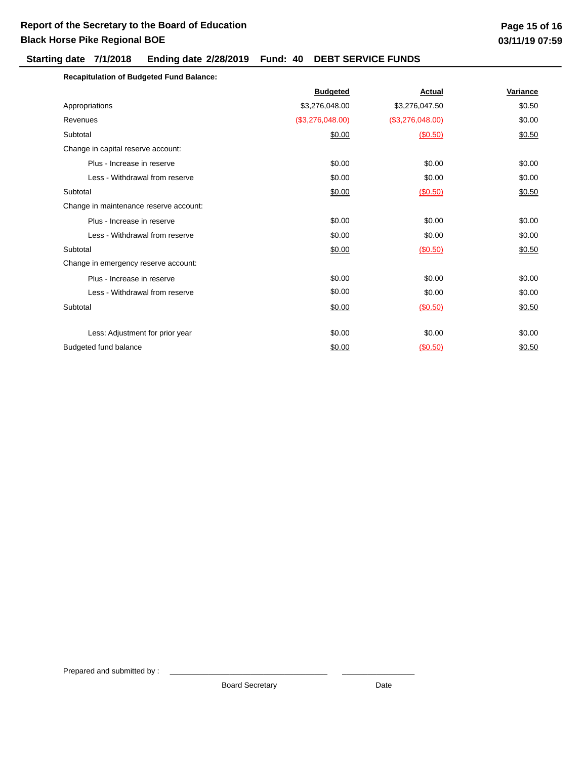# Report of the Secretary to the Board of Education
## Black Horse Pike Regional BOE

**Starting date 7/1/2018 Ending date 2/28/2019 Fund: 40 DEBT SERVICE FUNDS**

**Recapitulation of Budgeted Fund Balance:**

| | Budgeted | Actual | Variance |
|---|---|---|---|
| Appropriations | $3,276,048.00 | $3,276,047.50 | $0.50 |
| Revenues | ($3,276,048.00) | ($3,276,048.00) | $0.00 |
| Subtotal | $0.00 | ($0.50) | $0.50 |
| Change in capital reserve account: | | | |
| Plus - Increase in reserve | $0.00 | $0.00 | $0.00 |
| Less - Withdrawal from reserve | $0.00 | $0.00 | $0.00 |
| Subtotal | $0.00 | ($0.50) | $0.50 |
| Change in maintenance reserve account: | | | |
| Plus - Increase in reserve | $0.00 | $0.00 | $0.00 |
| Less - Withdrawal from reserve | $0.00 | $0.00 | $0.00 |
| Subtotal | $0.00 | ($0.50) | $0.50 |
| Change in emergency reserve account: | | | |
| Plus - Increase in reserve | $0.00 | $0.00 | $0.00 |
| Less - Withdrawal from reserve | $0.00 | $0.00 | $0.00 |
| Subtotal | $0.00 | ($0.50) | $0.50 |
| Less: Adjustment for prior year | $0.00 | $0.00 | $0.00 |
| Budgeted fund balance | $0.00 | ($0.50) | $0.50 |

Prepared and submitted by : ______________________________ ______________

Board Secretary Date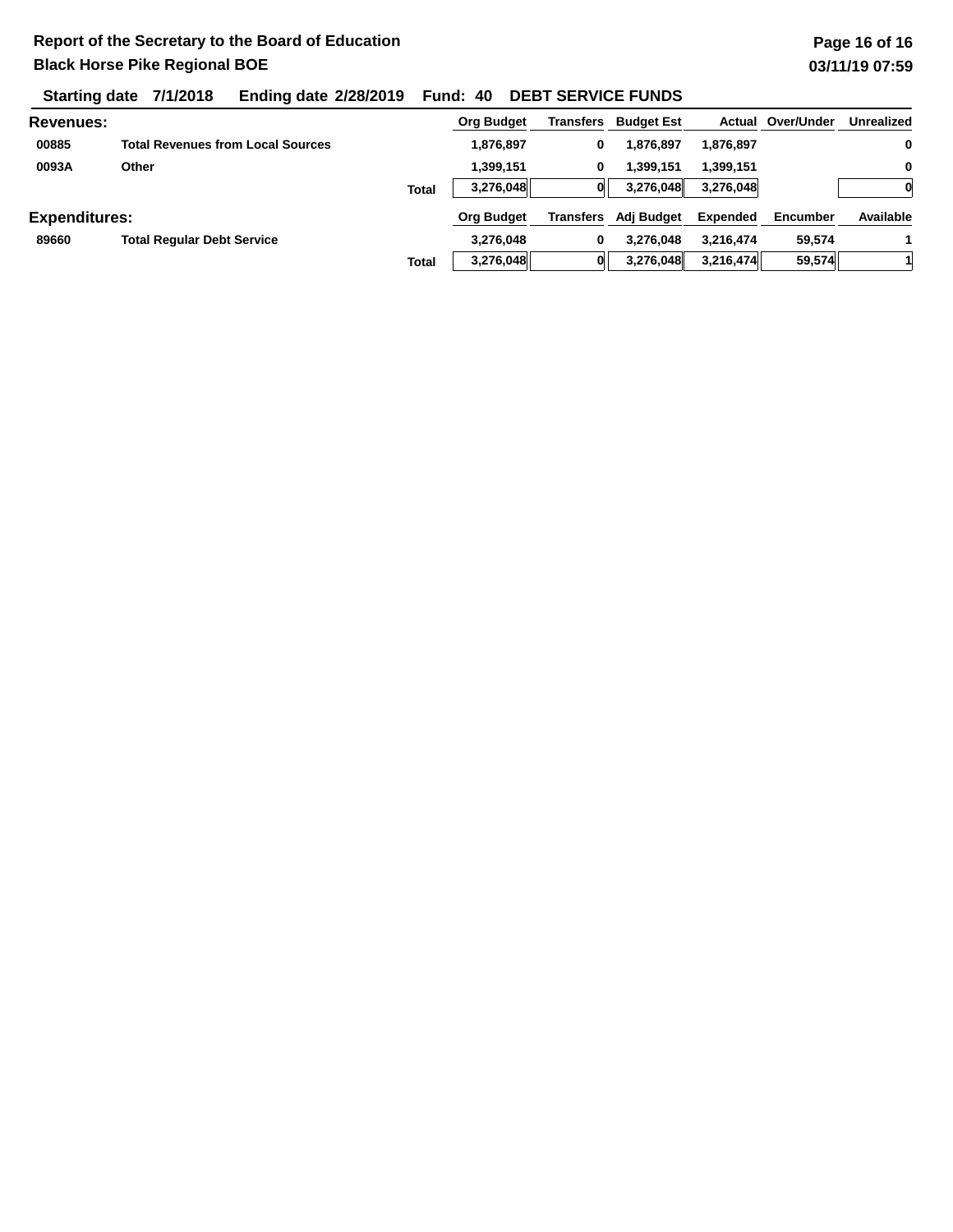Report of the Secretary to the Board of Education

Black Horse Pike Regional BOE

**Starting date 7/1/2018 Ending date 2/28/2019 Fund: 40 DEBT SERVICE FUNDS**

| Revenues: | | | Org Budget | Transfers | Budget Est | Actual | Over/Under | Unrealized |
|---|---|---|---|---|---|---|---|---|
| 00885 | Total Revenues from Local Sources | | 1,876,897 | 0 | 1,876,897 | 1,876,897 | | 0 |
| 0093A | Other | | 1,399,151 | 0 | 1,399,151 | 1,399,151 | | 0 |
| | | Total | 3,276,048 | 0 | 3,276,048 | 3,276,048 | | 0 |

| Expenditures: | | | Org Budget | Transfers | Adj Budget | Expended | Encumber | Available |
|---|---|---|---|---|---|---|---|---|
| 89660 | Total Regular Debt Service | | 3,276,048 | 0 | 3,276,048 | 3,216,474 | 59,574 | 1 |
| | | Total | 3,276,048 | 0 | 3,276,048 | 3,216,474 | 59,574 | 1 |